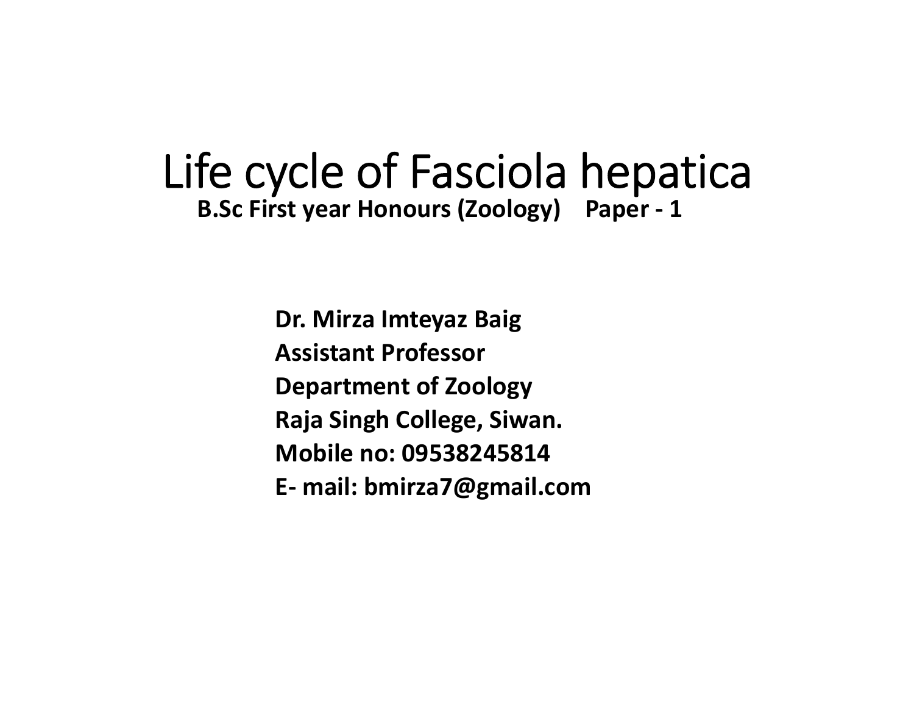# Life cycle of Fasciola hepatica

**B.Sc First year Honours (Zoology) Paper - 1**

**Dr. Mirza Imteyaz Baig**
**Assistant Professor**
**Department of Zoology**
**Raja Singh College, Siwan.**
**Mobile no: 09538245814**
**E- mail: bmirza7@gmail.com**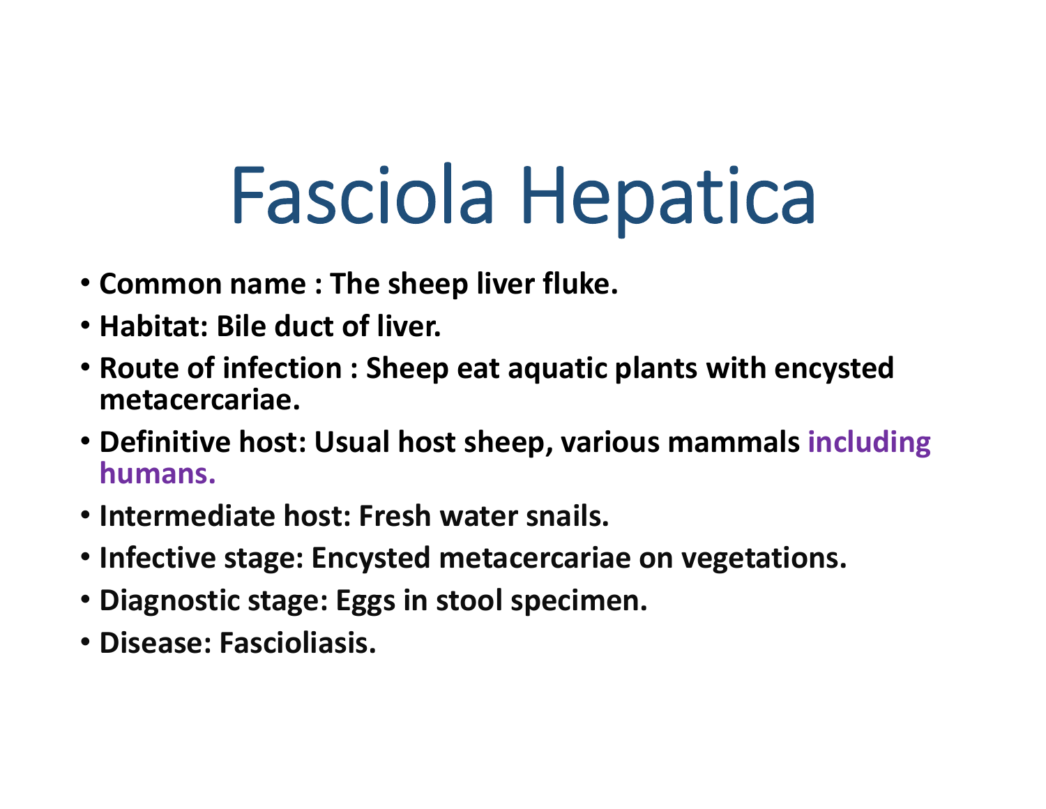# Fasciola Hepatica

- **Common name : The sheep liver fluke.**
- **Habitat: Bile duct of liver.**
- **Route of infection : Sheep eat aquatic plants with encysted metacercariae.**
- **Definitive host: Usual host sheep, various mammals including humans.**
- **Intermediate host: Fresh water snails.**
- **Infective stage: Encysted metacercariae on vegetations.**
- **Diagnostic stage: Eggs in stool specimen.**
- **Disease: Fascioliasis.**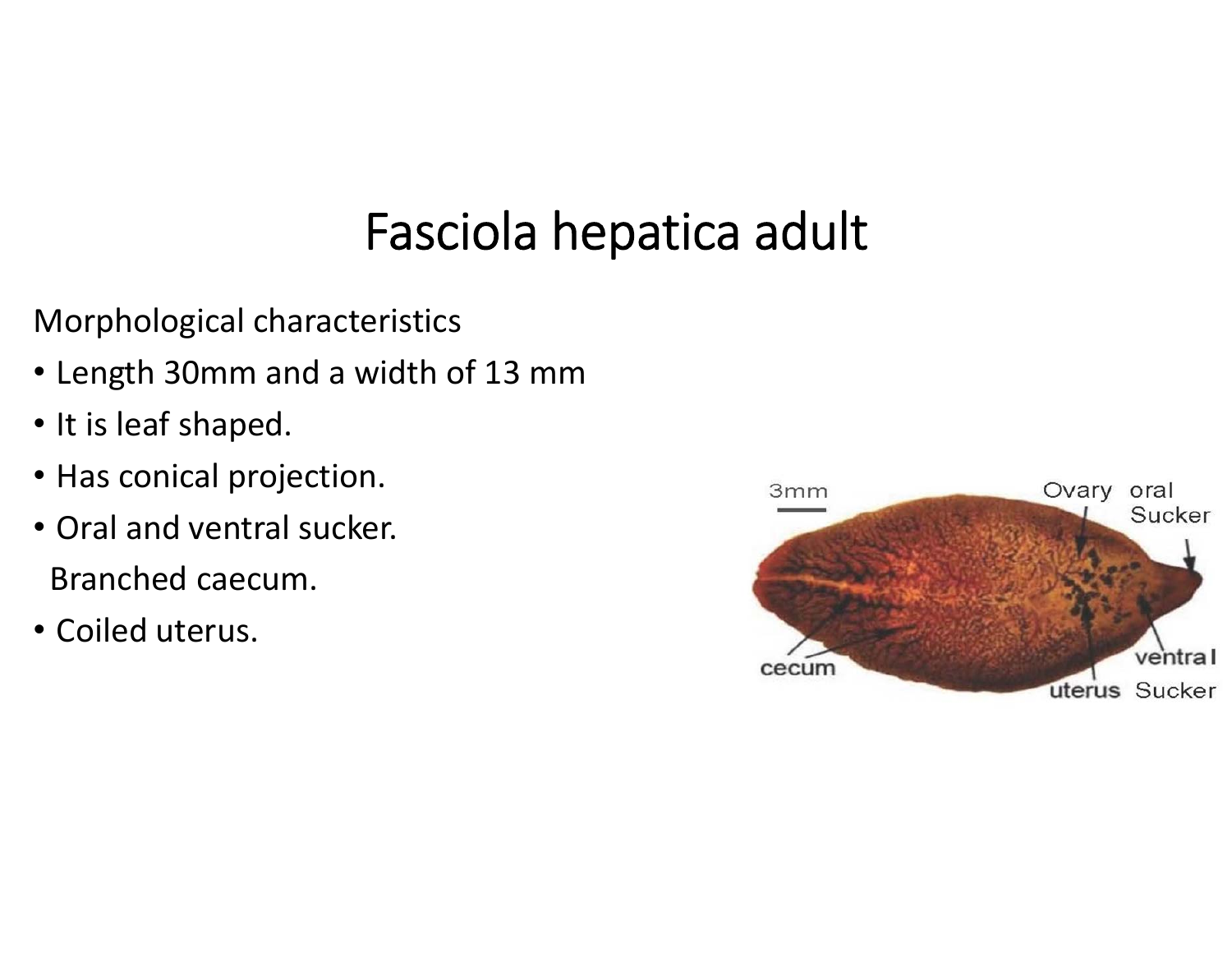# Fasciola hepatica adult

Morphological characteristics

- Length 30mm and a width of 13 mm
- It is leaf shaped.
- Has conical projection.
- Oral and ventral sucker.

  Branched caecum.
- Coiled uterus.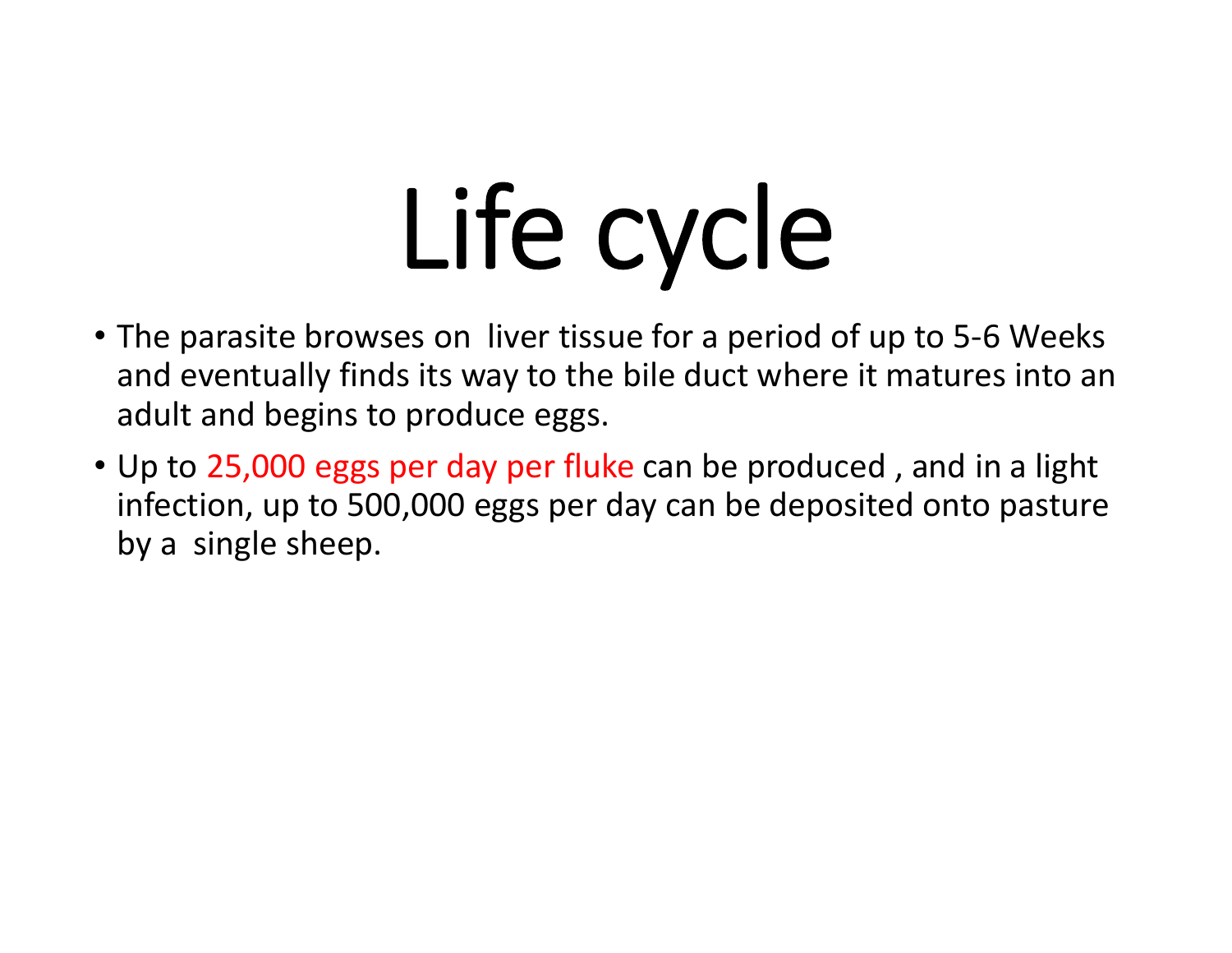# Life cycle

- The parasite browses on liver tissue for a period of up to 5-6 Weeks and eventually finds its way to the bile duct where it matures into an adult and begins to produce eggs.
- Up to 25,000 eggs per day per fluke can be produced , and in a light infection, up to 500,000 eggs per day can be deposited onto pasture by a single sheep.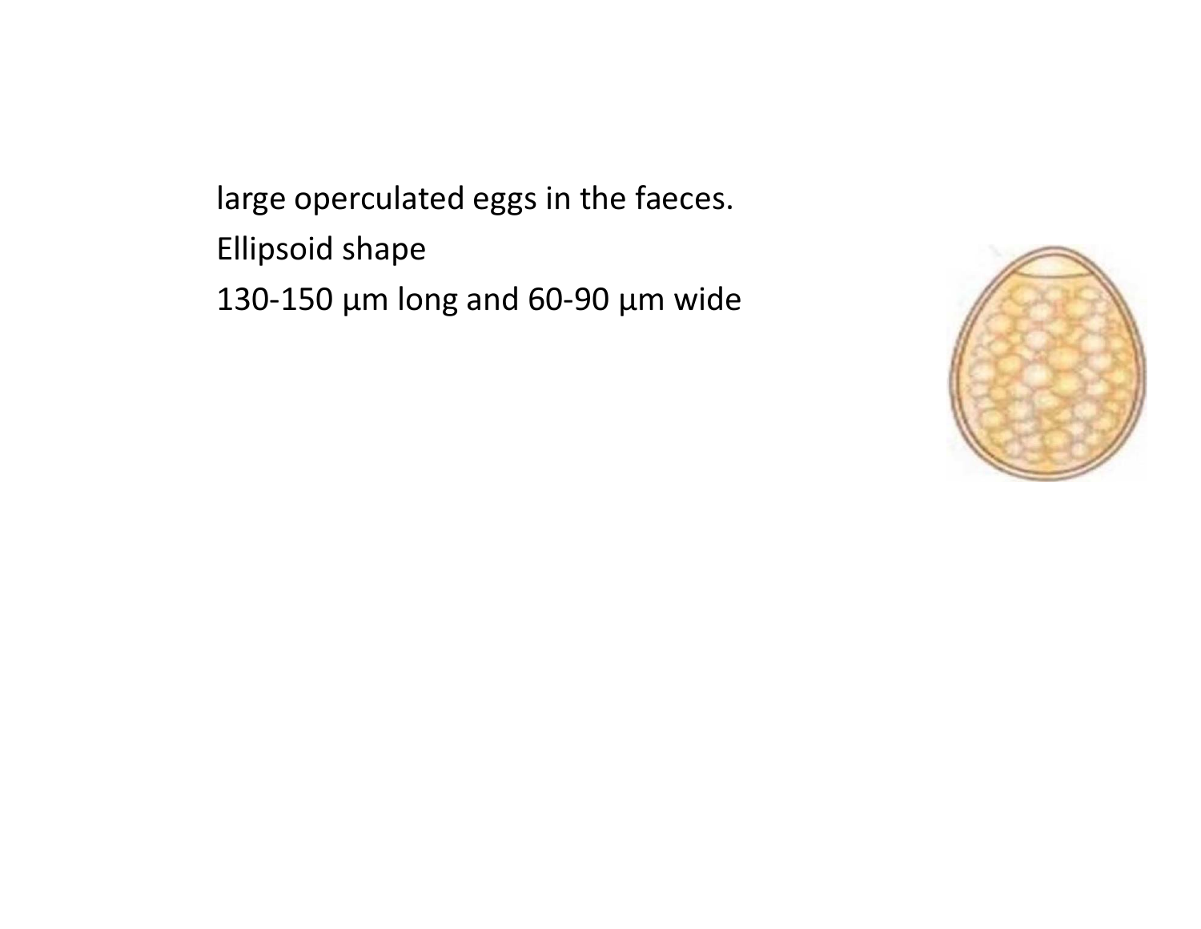large operculated eggs in the faeces.

Ellipsoid shape

130-150 µm long and 60-90 µm wide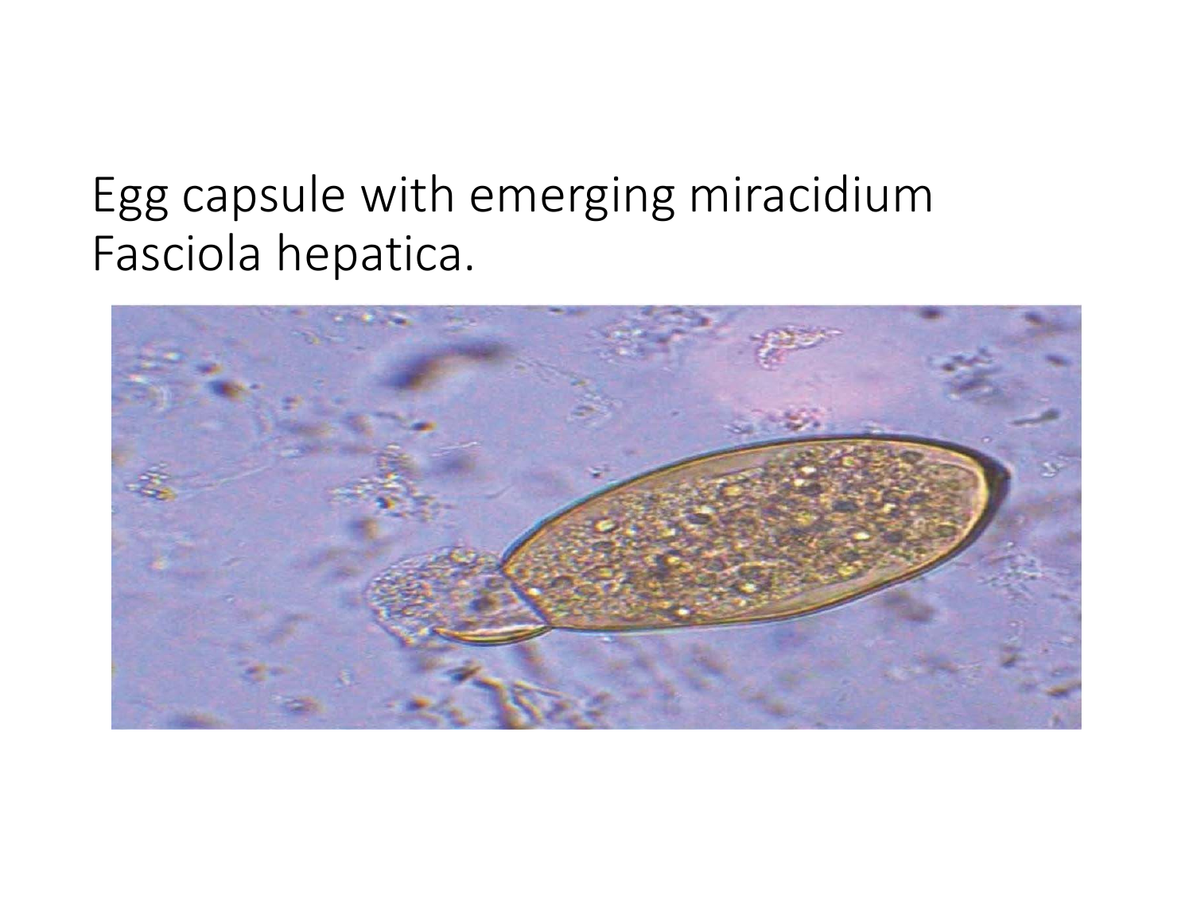Egg capsule with emerging miracidium Fasciola hepatica.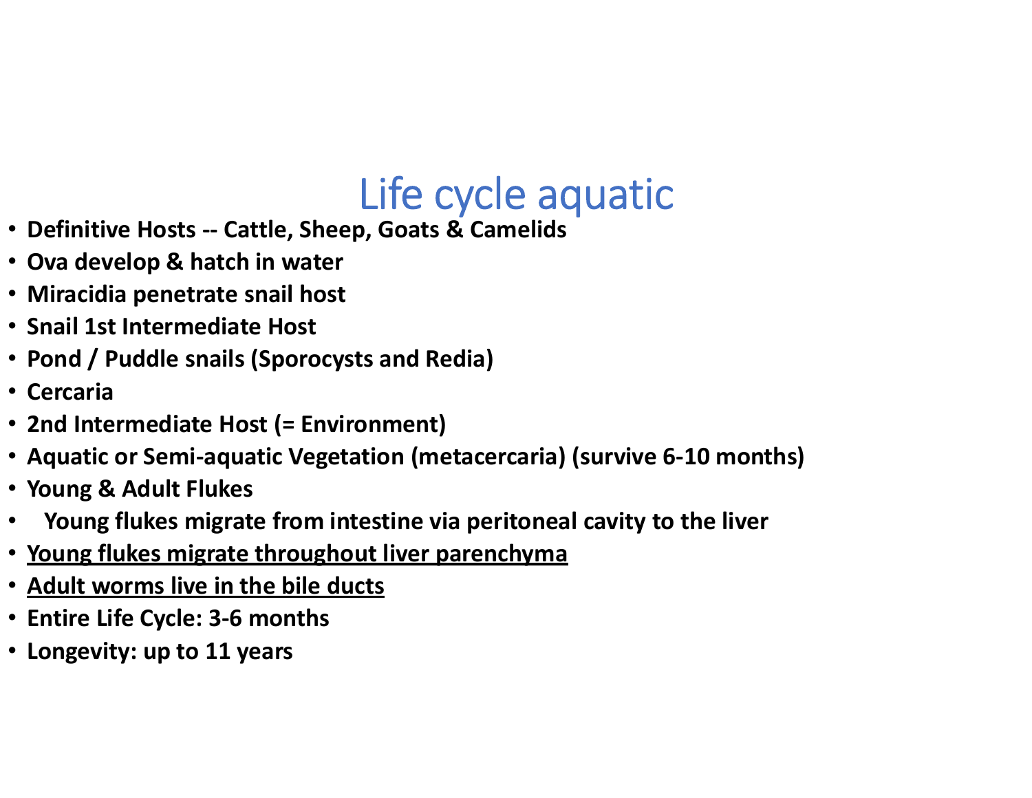# Life cycle aquatic

- **Definitive Hosts -- Cattle, Sheep, Goats & Camelids**
- **Ova develop & hatch in water**
- **Miracidia penetrate snail host**
- **Snail 1st Intermediate Host**
- **Pond / Puddle snails (Sporocysts and Redia)**
- **Cercaria**
- **2nd Intermediate Host (= Environment)**
- **Aquatic or Semi-aquatic Vegetation (metacercaria) (survive 6-10 months)**
- **Young & Adult Flukes**
- **Young flukes migrate from intestine via peritoneal cavity to the liver**
- <u>**Young flukes migrate throughout liver parenchyma**</u>
- <u>**Adult worms live in the bile ducts**</u>
- **Entire Life Cycle: 3-6 months**
- **Longevity: up to 11 years**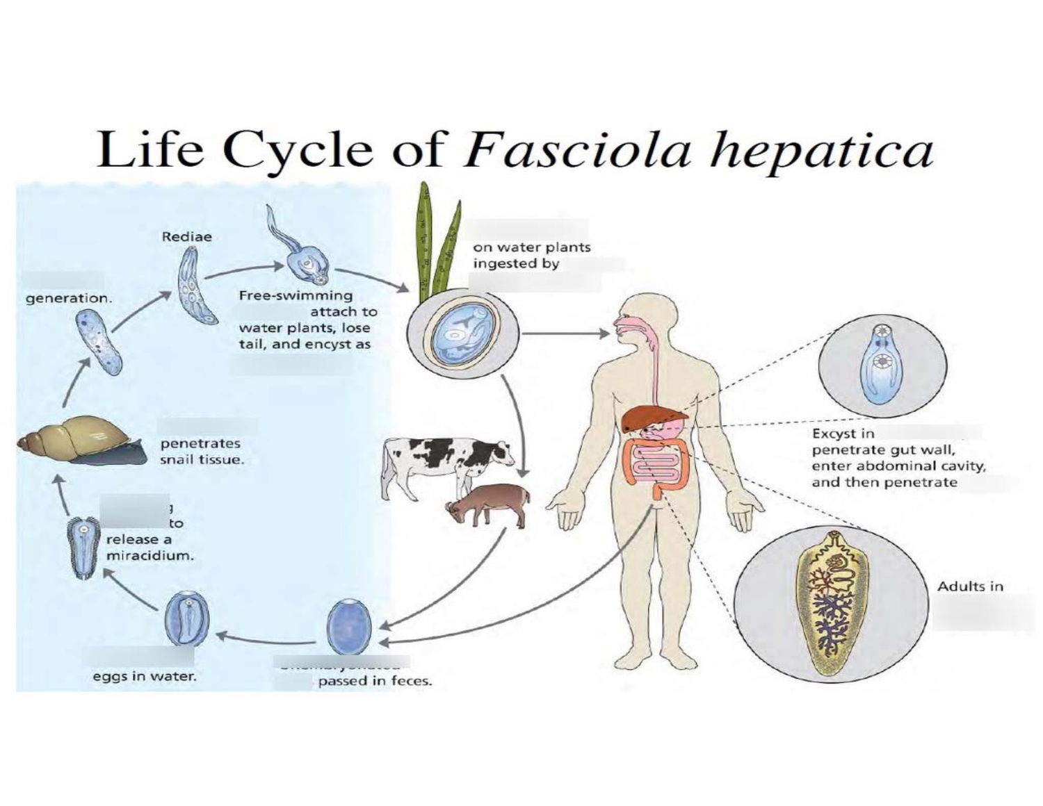# Life Cycle of *Fasciola hepatica*

Rediae

generation.

Free-swimming attach to water plants, lose tail, and encyst as

on water plants ingested by

penetrates snail tissue.

Excyst in penetrate gut wall, enter abdominal cavity, and then penetrate

to release a miracidium.

Adults in

eggs in water.

passed in feces.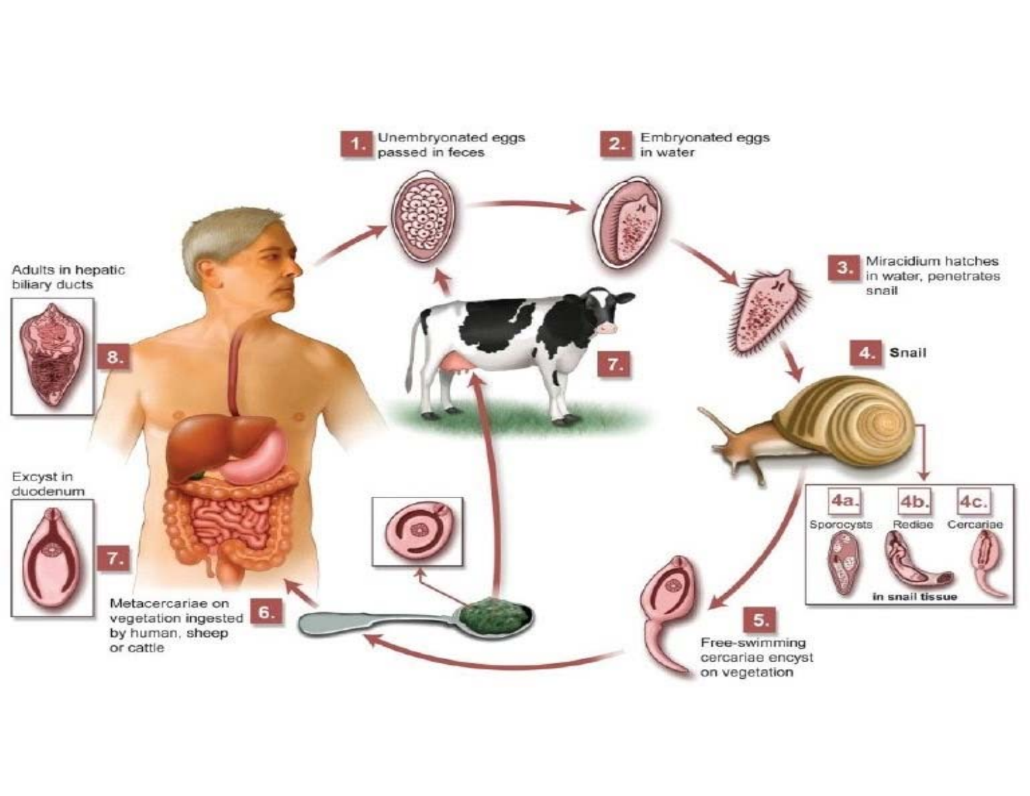1. Unembryonated eggs passed in feces

2. Embryonated eggs in water

3. Miracidium hatches in water, penetrates snail

4. **Snail**

4a. Sporocysts

4b. Rediae

4c. Cercariae

in snail tissue

5. Free-swimming cercariae encyst on vegetation

6. Metacercariae on vegetation ingested by human, sheep or cattle

7. Excyst in duodenum

7.

8. Adults in hepatic biliary ducts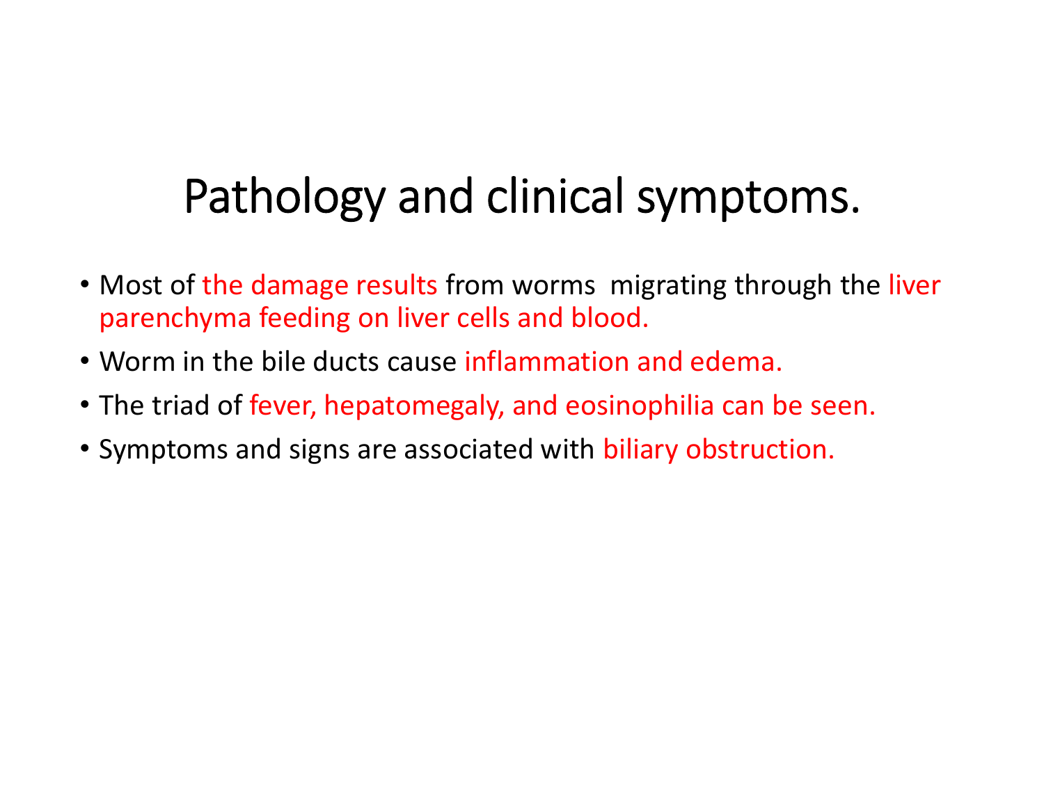# Pathology and clinical symptoms.

- Most of the damage results from worms  migrating through the liver parenchyma feeding on liver cells and blood.
- Worm in the bile ducts cause inflammation and edema.
- The triad of fever, hepatomegaly, and eosinophilia can be seen.
- Symptoms and signs are associated with biliary obstruction.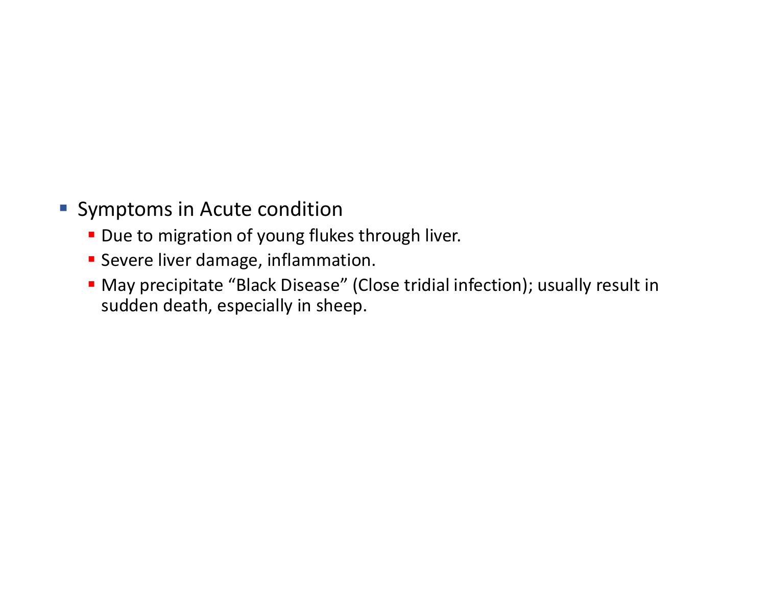- Symptoms in Acute condition
  - Due to migration of young flukes through liver.
  - Severe liver damage, inflammation.
  - May precipitate "Black Disease" (Close tridial infection); usually result in sudden death, especially in sheep.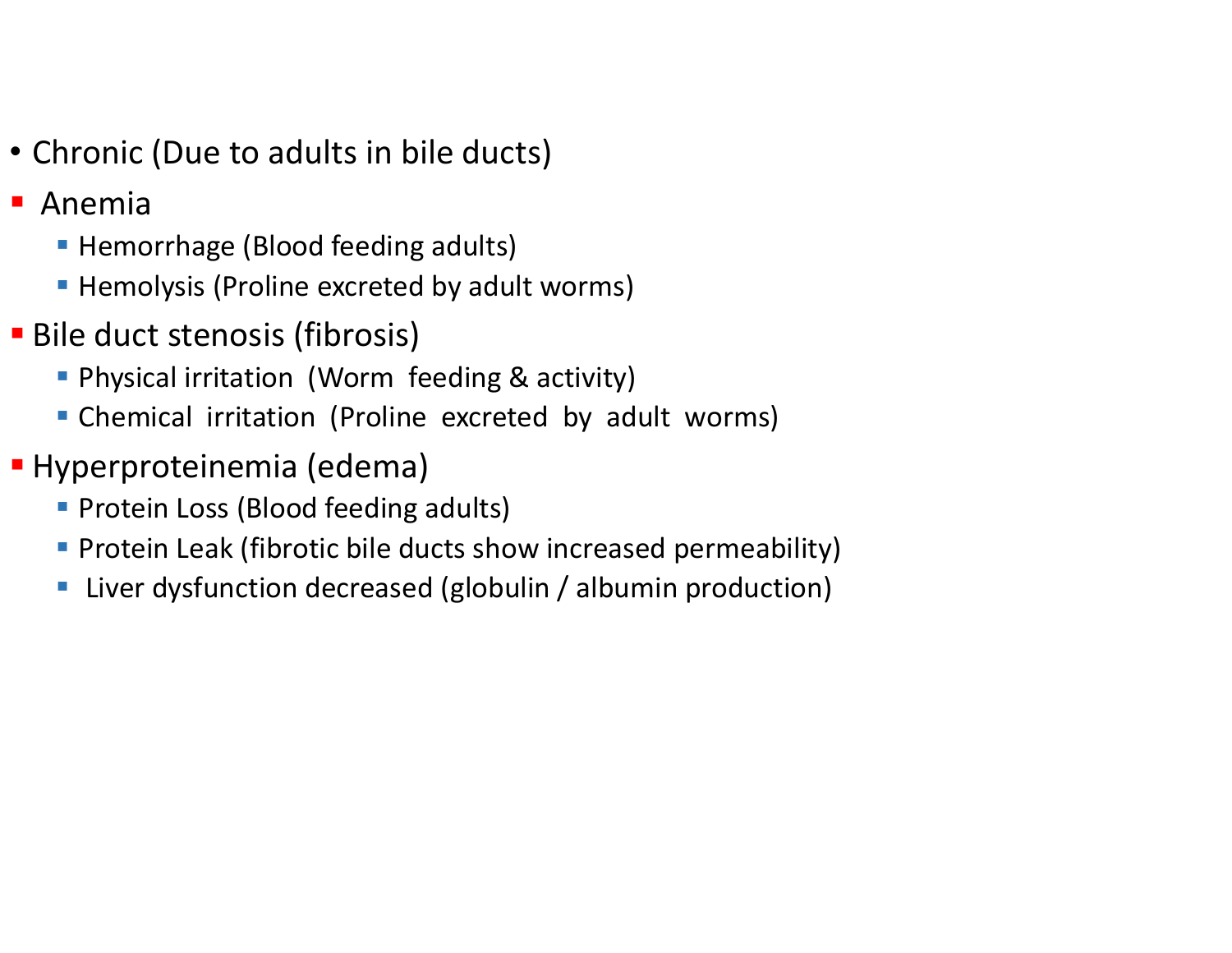- Chronic (Due to adults in bile ducts)
- Anemia
  - Hemorrhage (Blood feeding adults)
  - Hemolysis (Proline excreted by adult worms)
- Bile duct stenosis (fibrosis)
  - Physical irritation (Worm feeding & activity)
  - Chemical irritation (Proline excreted by adult worms)
- Hyperproteinemia (edema)
  - Protein Loss (Blood feeding adults)
  - Protein Leak (fibrotic bile ducts show increased permeability)
  - Liver dysfunction decreased (globulin / albumin production)